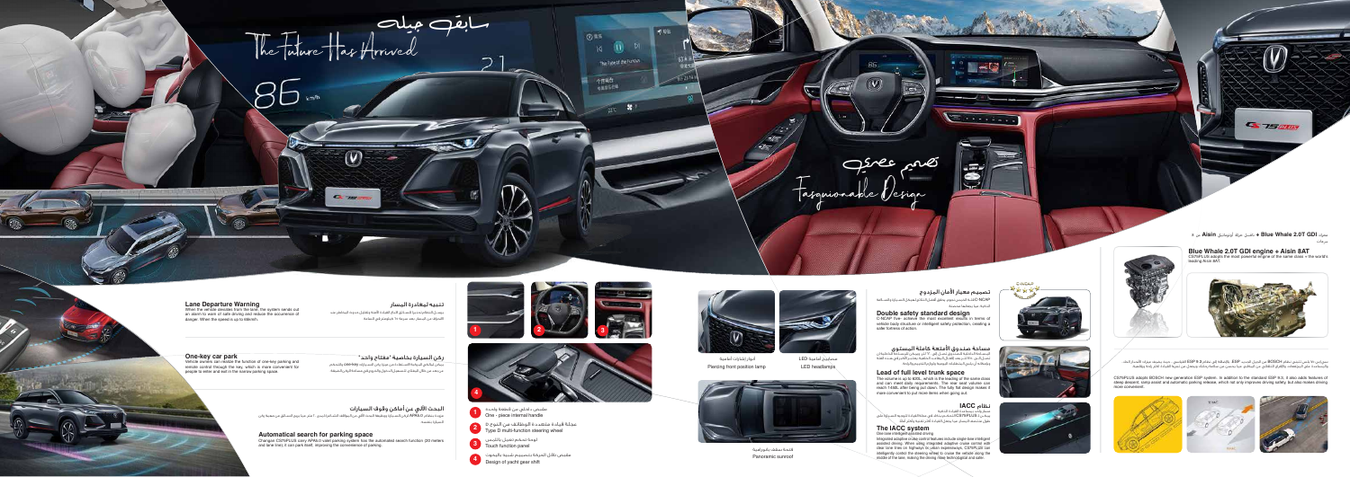سابق جيله

The Future Has Arrived

تصميم عصري

Fashionable Design

## Lane Departure Warning

When the vehicle deviates from the lane, the system sends out an alarm to warn of safe driving and reduce the occurrence of danger. When the speed is up to 60km/h.

## تنبيه لمغادرة المسار

## One-key car park

Vehicle owners can realize the function of one-key parking and remote control through the key, which is more convenient for people to enter and exit in the narrow parking space.

## ركن السيارة بخاصية "مفتاح واحد"

## Automatical search for parking space

Changan CS75PLUS carry APA6.0 valet parking system has the automated search function (30 meters and lane line), it can park itself, improving the convenience of parking.

## البحث الآلي عن أماكن وقوف السيارات

1. مقبض داخلي من قطعة واحدة
   One - piece internal handle
2. عجلة قيادة متعددة الوظائف من النوع D
   Type D multi-function steering wheel
3. لوحة تحكم تعمل باللمس
   Touch function panel
4. مقبض ناقل الحركة بتصميم شبيه باليخوت
   Design of yacht gear shift

أنوار إشارات أمامية
Piercing front position lamp

مصابيح أمامية LED
LED headlamps

فتحة سقف بانورامية
Panoramic sunroof

## تصميم معيار الأمان المزدوج

## Double safety standard design

C-NCAP five achieve the most excellent results in terms of vehicle body structure or intelligent safety protection, creating a safer fortress of action.

## مساحة صندوق الأمتعة كاملة المستوى

## Lead of full level trunk space

The volume is up to 605L, which is the leading of the same class and can meet daily requirements. The rear seat volume can reach 1488L after being put down. The fully flat design makes it more convenient to put more items when going out.

## نظام IACC

## The IACC system

One-line intelligent assisted driving

Integrated adaptive cruise control features include single-line intelligent assisted driving. When using integrated adaptive cruise control with clear lane lines on highways or urban expressways, CS75PLUS can intelligently control the steering wheel to cruise the vehicle along the middle of the lane, making the driving more technological and safer.

محرك Blue Whale 2.0T GDI + ناقل حركة أوتوماتيك Aisin من 8 سرعات

## Blue Whale 2.0T GDI engine + Aisin 8AT

CS75PLUS adopts the most powerful engine of the same class + the world's leading Aisin 8AT.

CS75PLUS adopts BOSCH new generation ESP system. In addition to the standard ESP 9.3, it also adds features of steep descent, ramp assist and automatic parking release, which not only improves driving safety, but also makes driving more convenient.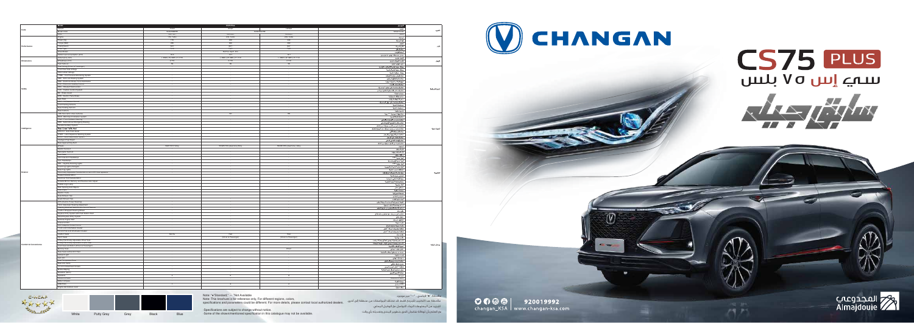# CHANGAN

# CS75 PLUS

سي إس ٧٥ بلس

| | | |
|---|---|---|
| Basic | | الأساسية |
| Performance | | الأداء |
| Dimensions | | الأبعاد |
| Safety | | الأمان |
| Intelligence | | الذكاء |
| Exterior | | الخارجية |
| Comfort & Convenience | | الراحة |

Note: "●"Standard," "–" Not Available

Note: This brochure is for reference only. For different regions, colors, specifications and parameters could be different. For more details, please consult local authorized dealers.

·Specifications are subject to change without notice.
·Some of the shown/mentioned specification in this catalogue may not be available.

White | Putty Grey | Grey | Black | Blue

920019992

changan_KSA | www.changan-ksa.com

المجدوعي
Almajdouie